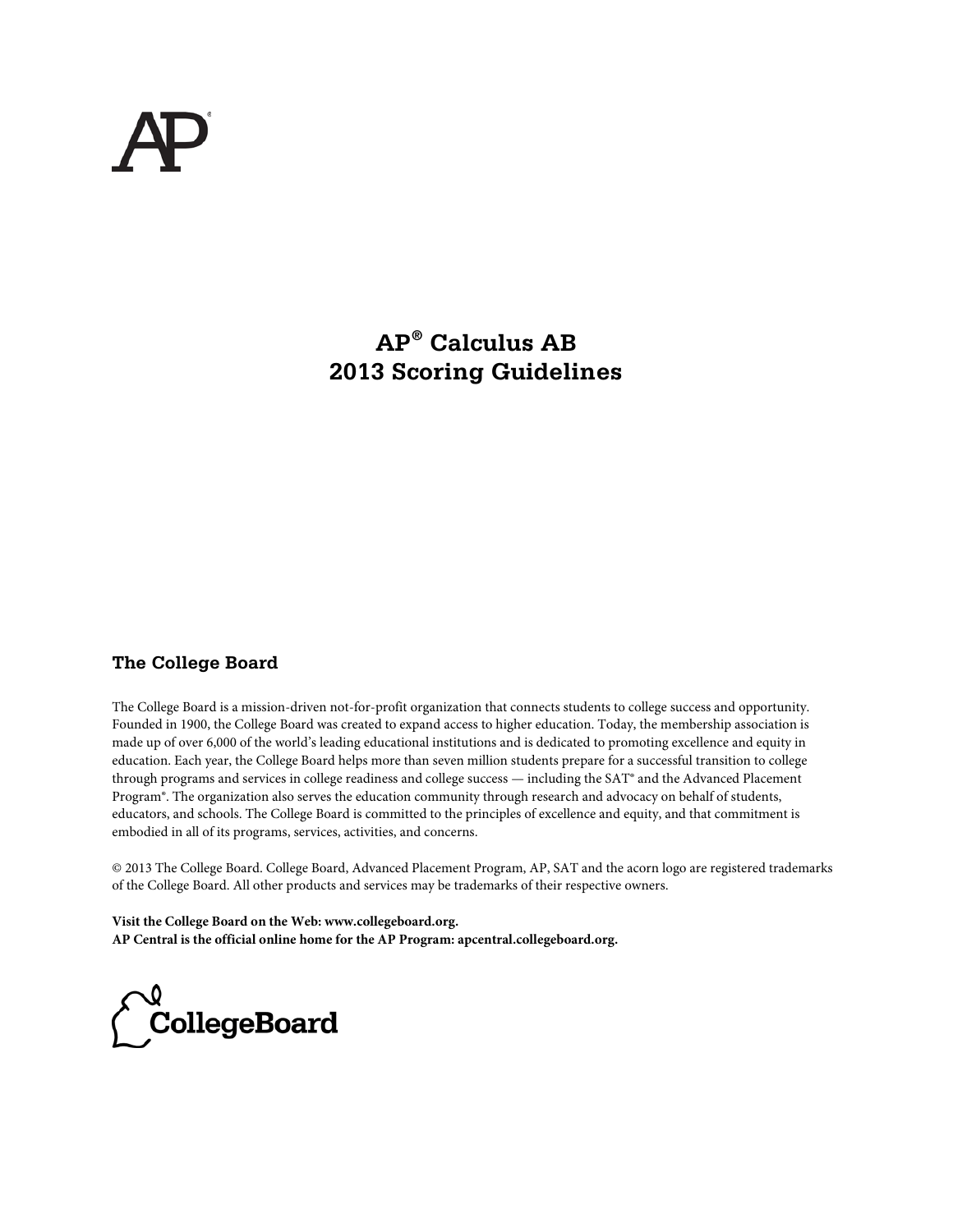# AP® Calculus AB
# 2013 Scoring Guidelines

## The College Board

The College Board is a mission-driven not-for-profit organization that connects students to college success and opportunity. Founded in 1900, the College Board was created to expand access to higher education. Today, the membership association is made up of over 6,000 of the world's leading educational institutions and is dedicated to promoting excellence and equity in education. Each year, the College Board helps more than seven million students prepare for a successful transition to college through programs and services in college readiness and college success — including the SAT® and the Advanced Placement Program®. The organization also serves the education community through research and advocacy on behalf of students, educators, and schools. The College Board is committed to the principles of excellence and equity, and that commitment is embodied in all of its programs, services, activities, and concerns.

© 2013 The College Board. College Board, Advanced Placement Program, AP, SAT and the acorn logo are registered trademarks of the College Board. All other products and services may be trademarks of their respective owners.

**Visit the College Board on the Web: www.collegeboard.org.**
**AP Central is the official online home for the AP Program: apcentral.collegeboard.org.**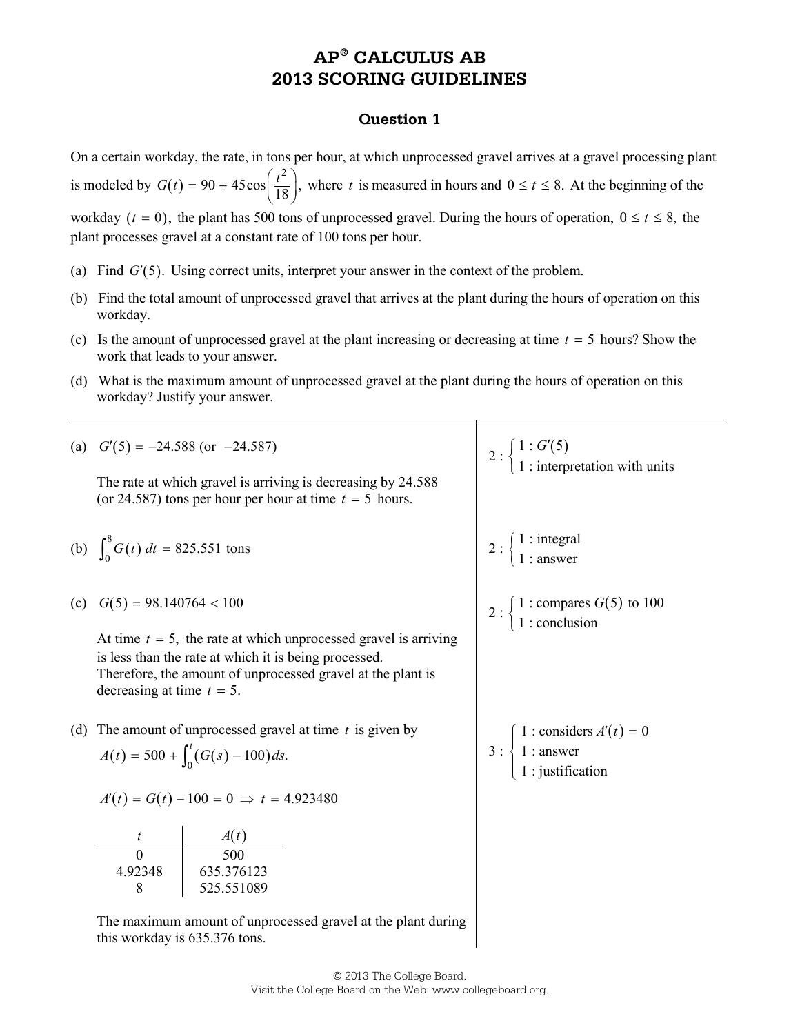# AP® CALCULUS AB
# 2013 SCORING GUIDELINES

## Question 1

On a certain workday, the rate, in tons per hour, at which unprocessed gravel arrives at a gravel processing plant is modeled by $G(t) = 90 + 45\cos\left(\frac{t^2}{18}\right)$, where $t$ is measured in hours and $0 \le t \le 8$. At the beginning of the workday $(t = 0)$, the plant has 500 tons of unprocessed gravel. During the hours of operation, $0 \le t \le 8$, the plant processes gravel at a constant rate of 100 tons per hour.

(a) Find $G'(5)$. Using correct units, interpret your answer in the context of the problem.

(b) Find the total amount of unprocessed gravel that arrives at the plant during the hours of operation on this workday.

(c) Is the amount of unprocessed gravel at the plant increasing or decreasing at time $t = 5$ hours? Show the work that leads to your answer.

(d) What is the maximum amount of unprocessed gravel at the plant during the hours of operation on this workday? Justify your answer.

---

(a) $G'(5) = -24.588$ (or $-24.587$)

The rate at which gravel is arriving is decreasing by 24.588 (or 24.587) tons per hour per hour at time $t = 5$ hours.

$2 : \begin{cases} 1 : G'(5) \\ 1 : \text{interpretation with units} \end{cases}$

(b) $\int_0^8 G(t)\,dt = 825.551$ tons

$2 : \begin{cases} 1 : \text{integral} \\ 1 : \text{answer} \end{cases}$

(c) $G(5) = 98.140764 < 100$

At time $t = 5$, the rate at which unprocessed gravel is arriving is less than the rate at which it is being processed. Therefore, the amount of unprocessed gravel at the plant is decreasing at time $t = 5$.

$2 : \begin{cases} 1 : \text{compares } G(5) \text{ to } 100 \\ 1 : \text{conclusion} \end{cases}$

(d) The amount of unprocessed gravel at time $t$ is given by $A(t) = 500 + \int_0^t \left(G(s) - 100\right) ds.$

$A'(t) = G(t) - 100 = 0 \Rightarrow t = 4.923480$

| $t$ | $A(t)$ |
|---|---|
| 0 | 500 |
| 4.92348 | 635.376123 |
| 8 | 525.551089 |

The maximum amount of unprocessed gravel at the plant during this workday is 635.376 tons.

$3 : \begin{cases} 1 : \text{considers } A'(t) = 0 \\ 1 : \text{answer} \\ 1 : \text{justification} \end{cases}$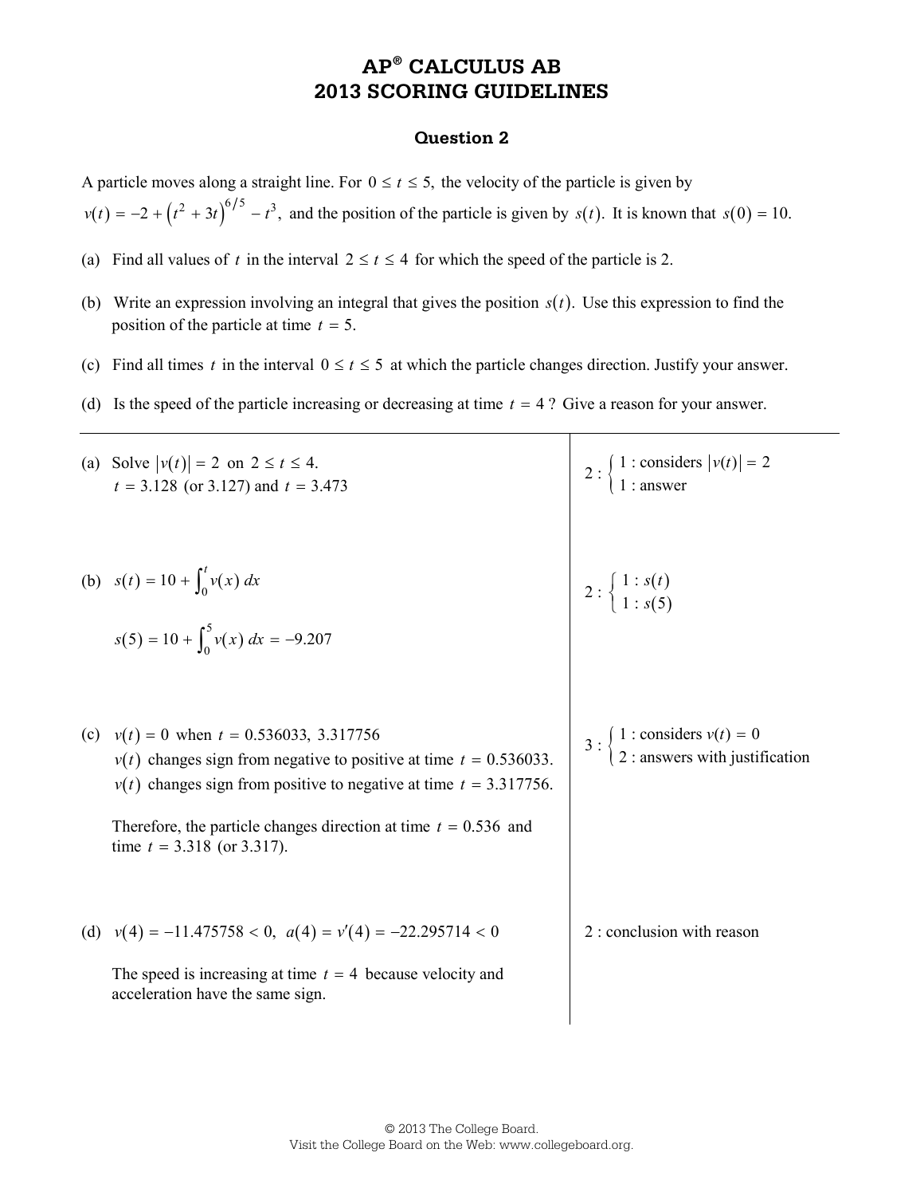# AP® CALCULUS AB
# 2013 SCORING GUIDELINES

## Question 2

A particle moves along a straight line. For $0 \le t \le 5$, the velocity of the particle is given by $v(t) = -2 + \left(t^2 + 3t\right)^{6/5} - t^3$, and the position of the particle is given by $s(t)$. It is known that $s(0) = 10$.

(a) Find all values of $t$ in the interval $2 \le t \le 4$ for which the speed of the particle is 2.

(b) Write an expression involving an integral that gives the position $s(t)$. Use this expression to find the position of the particle at time $t = 5$.

(c) Find all times $t$ in the interval $0 \le t \le 5$ at which the particle changes direction. Justify your answer.

(d) Is the speed of the particle increasing or decreasing at time $t = 4$? Give a reason for your answer.

---

(a) Solve $|v(t)| = 2$ on $2 \le t \le 4$.
$t = 3.128$ (or 3.127) and $t = 3.473$

$2 : \begin{cases} 1 : \text{considers } |v(t)| = 2 \\ 1 : \text{answer} \end{cases}$

(b) $s(t) = 10 + \int_0^t v(x)\,dx$

$s(5) = 10 + \int_0^5 v(x)\,dx = -9.207$

$2 : \begin{cases} 1 : s(t) \\ 1 : s(5) \end{cases}$

(c) $v(t) = 0$ when $t = 0.536033,\ 3.317756$
$v(t)$ changes sign from negative to positive at time $t = 0.536033$.
$v(t)$ changes sign from positive to negative at time $t = 3.317756$.

Therefore, the particle changes direction at time $t = 0.536$ and time $t = 3.318$ (or 3.317).

$3 : \begin{cases} 1 : \text{considers } v(t) = 0 \\ 2 : \text{answers with justification} \end{cases}$

(d) $v(4) = -11.475758 < 0,\ a(4) = v'(4) = -22.295714 < 0$

The speed is increasing at time $t = 4$ because velocity and acceleration have the same sign.

2 : conclusion with reason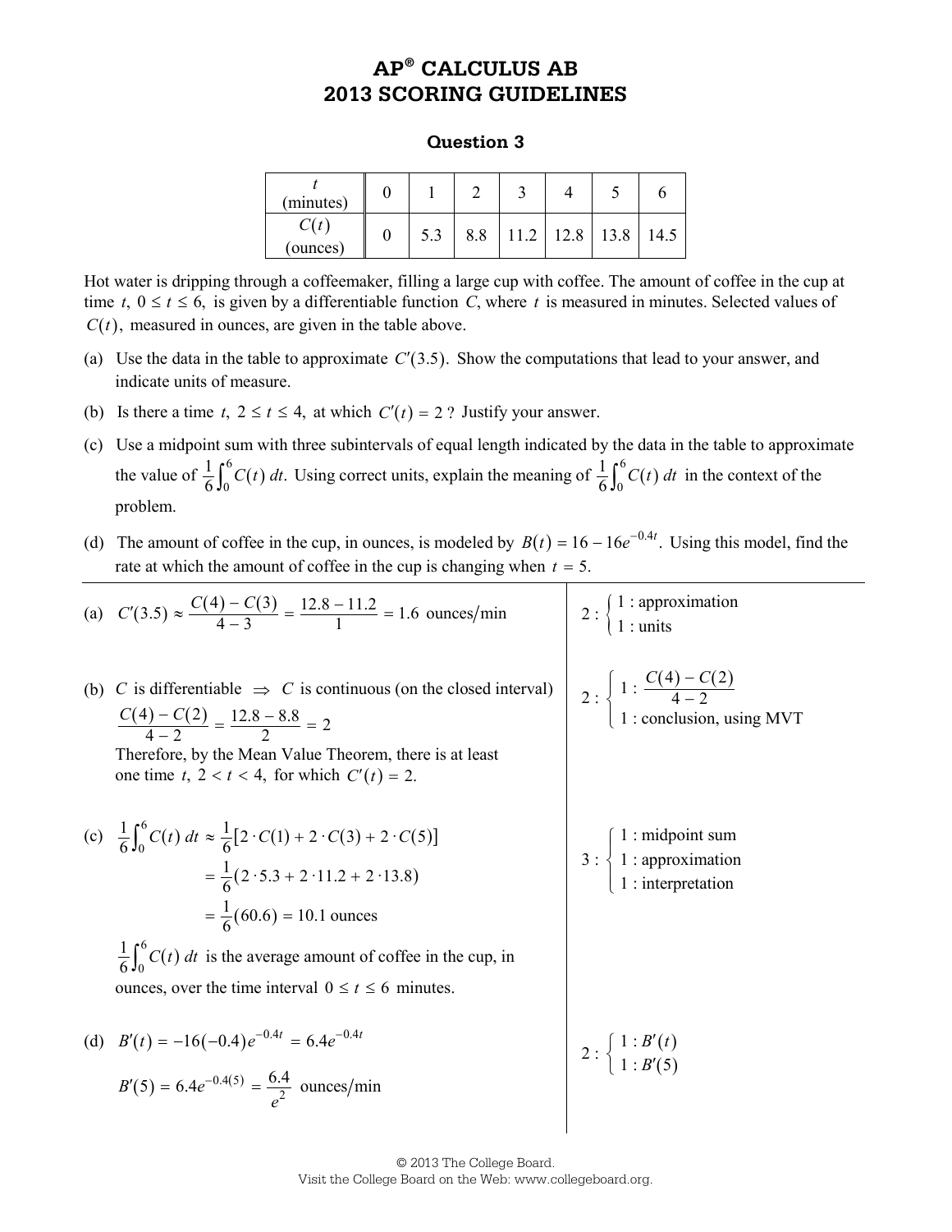# AP® CALCULUS AB
# 2013 SCORING GUIDELINES

## Question 3

| $t$ (minutes) | 0 | 1 | 2 | 3 | 4 | 5 | 6 |
|---|---|---|---|---|---|---|---|
| $C(t)$ (ounces) | 0 | 5.3 | 8.8 | 11.2 | 12.8 | 13.8 | 14.5 |

Hot water is dripping through a coffeemaker, filling a large cup with coffee. The amount of coffee in the cup at time $t$, $0 \le t \le 6$, is given by a differentiable function $C$, where $t$ is measured in minutes. Selected values of $C(t)$, measured in ounces, are given in the table above.

(a) Use the data in the table to approximate $C'(3.5)$. Show the computations that lead to your answer, and indicate units of measure.

(b) Is there a time $t$, $2 \le t \le 4$, at which $C'(t) = 2$? Justify your answer.

(c) Use a midpoint sum with three subintervals of equal length indicated by the data in the table to approximate the value of $\frac{1}{6}\int_0^6 C(t)\,dt$. Using correct units, explain the meaning of $\frac{1}{6}\int_0^6 C(t)\,dt$ in the context of the problem.

(d) The amount of coffee in the cup, in ounces, is modeled by $B(t) = 16 - 16e^{-0.4t}$. Using this model, find the rate at which the amount of coffee in the cup is changing when $t = 5$.

---

(a) $C'(3.5) \approx \dfrac{C(4) - C(3)}{4 - 3} = \dfrac{12.8 - 11.2}{1} = 1.6$ ounces/min

$2: \begin{cases} 1: \text{approximation} \\ 1: \text{units} \end{cases}$

(b) $C$ is differentiable $\Rightarrow$ $C$ is continuous (on the closed interval)

$\dfrac{C(4) - C(2)}{4 - 2} = \dfrac{12.8 - 8.8}{2} = 2$

Therefore, by the Mean Value Theorem, there is at least one time $t$, $2 < t < 4$, for which $C'(t) = 2$.

$2: \begin{cases} 1: \dfrac{C(4) - C(2)}{4 - 2} \\ 1: \text{conclusion, using MVT} \end{cases}$

(c)
$$\begin{aligned} \frac{1}{6}\int_0^6 C(t)\,dt &\approx \frac{1}{6}\left[2 \cdot C(1) + 2 \cdot C(3) + 2 \cdot C(5)\right] \\ &= \frac{1}{6}(2 \cdot 5.3 + 2 \cdot 11.2 + 2 \cdot 13.8) \\ &= \frac{1}{6}(60.6) = 10.1 \text{ ounces} \end{aligned}$$

$\frac{1}{6}\int_0^6 C(t)\,dt$ is the average amount of coffee in the cup, in ounces, over the time interval $0 \le t \le 6$ minutes.

$3: \begin{cases} 1: \text{midpoint sum} \\ 1: \text{approximation} \\ 1: \text{interpretation} \end{cases}$

(d) $B'(t) = -16(-0.4)e^{-0.4t} = 6.4e^{-0.4t}$

$B'(5) = 6.4e^{-0.4(5)} = \dfrac{6.4}{e^2}$ ounces/min

$2: \begin{cases} 1: B'(t) \\ 1: B'(5) \end{cases}$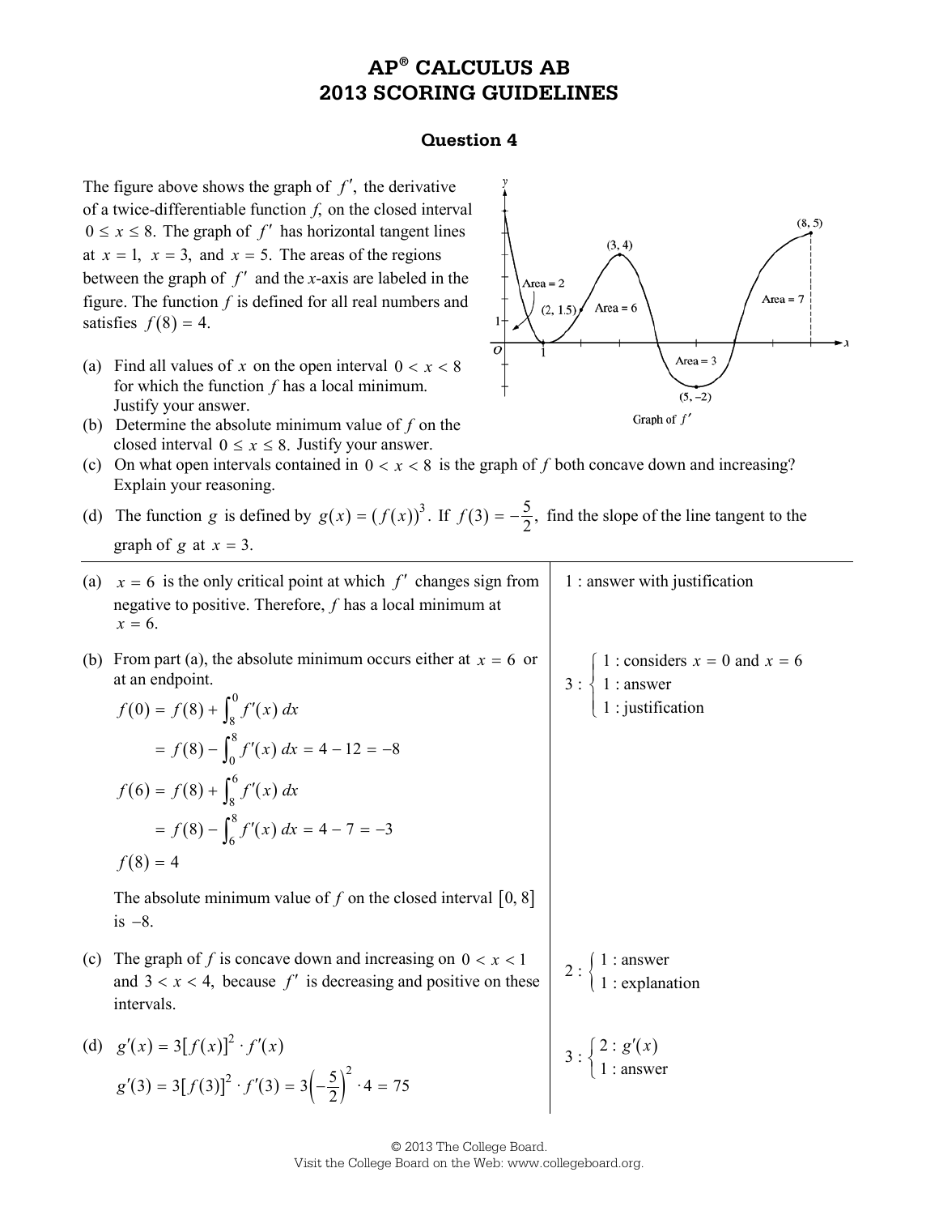# AP® CALCULUS AB
# 2013 SCORING GUIDELINES

## Question 4

The figure above shows the graph of $f'$, the derivative of a twice-differentiable function $f$, on the closed interval $0 \le x \le 8$. The graph of $f'$ has horizontal tangent lines at $x = 1$, $x = 3$, and $x = 5$. The areas of the regions between the graph of $f'$ and the $x$-axis are labeled in the figure. The function $f$ is defined for all real numbers and satisfies $f(8) = 4$.

Graph of $f'$

(a) Find all values of $x$ on the open interval $0 < x < 8$ for which the function $f$ has a local minimum. Justify your answer.

(b) Determine the absolute minimum value of $f$ on the closed interval $0 \le x \le 8$. Justify your answer.

(c) On what open intervals contained in $0 < x < 8$ is the graph of $f$ both concave down and increasing? Explain your reasoning.

(d) The function $g$ is defined by $g(x) = (f(x))^3$. If $f(3) = -\frac{5}{2}$, find the slope of the line tangent to the graph of $g$ at $x = 3$.

---

(a) $x = 6$ is the only critical point at which $f'$ changes sign from negative to positive. Therefore, $f$ has a local minimum at $x = 6$.

1 : answer with justification

(b) From part (a), the absolute minimum occurs either at $x = 6$ or at an endpoint.

$$f(0) = f(8) + \int_8^0 f'(x)\,dx = f(8) - \int_0^8 f'(x)\,dx = 4 - 12 = -8$$

$$f(6) = f(8) + \int_8^6 f'(x)\,dx = f(8) - \int_6^8 f'(x)\,dx = 4 - 7 = -3$$

$$f(8) = 4$$

The absolute minimum value of $f$ on the closed interval $[0, 8]$ is $-8$.

3 : { 1 : considers $x = 0$ and $x = 6$; 1 : answer; 1 : justification }

(c) The graph of $f$ is concave down and increasing on $0 < x < 1$ and $3 < x < 4$, because $f'$ is decreasing and positive on these intervals.

2 : { 1 : answer; 1 : explanation }

(d) $g'(x) = 3[f(x)]^2 \cdot f'(x)$

$$g'(3) = 3[f(3)]^2 \cdot f'(3) = 3\left(-\frac{5}{2}\right)^2 \cdot 4 = 75$$

3 : { 2 : $g'(x)$; 1 : answer }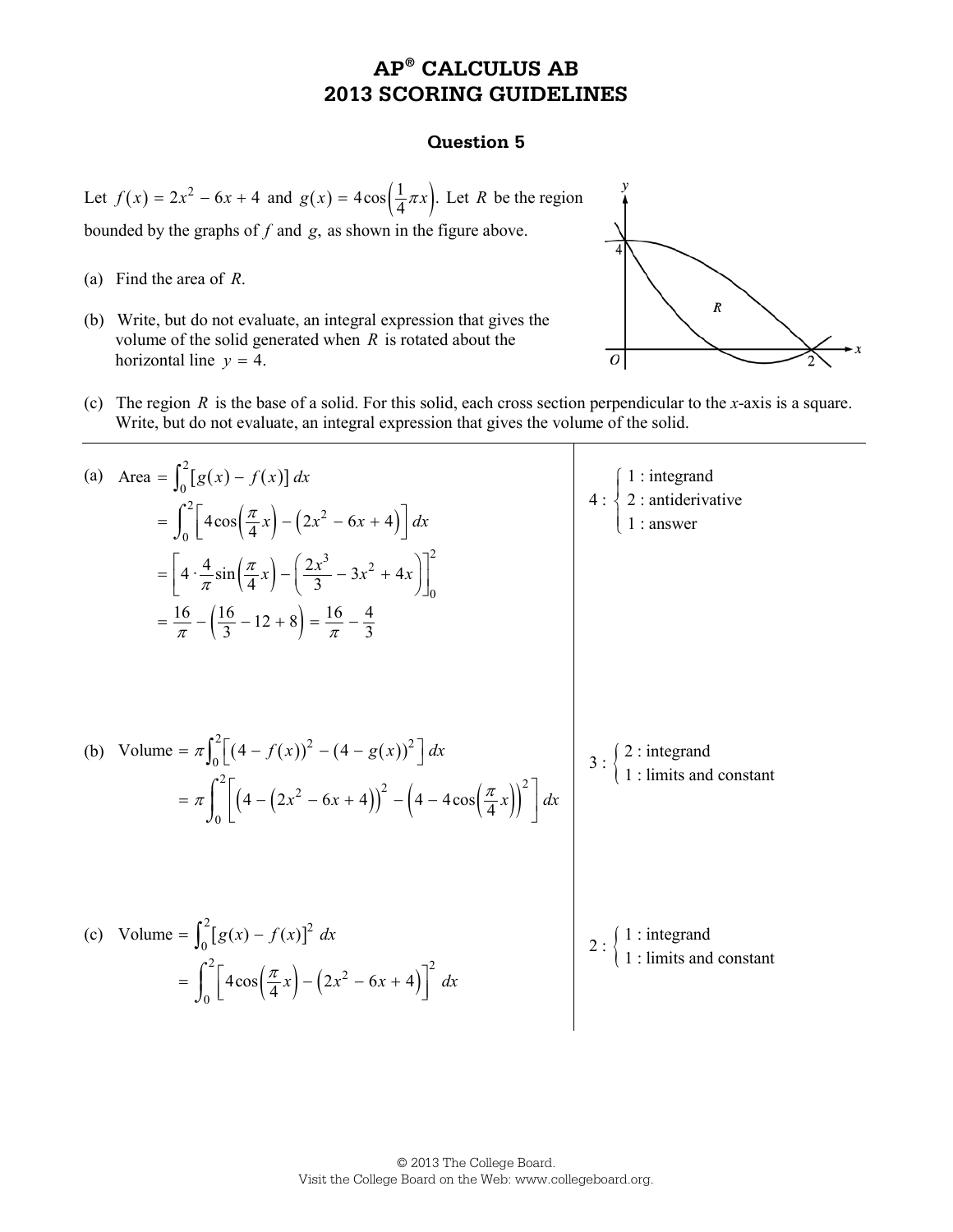# AP® CALCULUS AB
# 2013 SCORING GUIDELINES

## Question 5

Let $f(x) = 2x^2 - 6x + 4$ and $g(x) = 4\cos\left(\frac{1}{4}\pi x\right)$. Let $R$ be the region bounded by the graphs of $f$ and $g$, as shown in the figure above.

(a) Find the area of $R$.

(b) Write, but do not evaluate, an integral expression that gives the volume of the solid generated when $R$ is rotated about the horizontal line $y = 4$.

(c) The region $R$ is the base of a solid. For this solid, each cross section perpendicular to the $x$-axis is a square. Write, but do not evaluate, an integral expression that gives the volume of the solid.

---

(a)

$$\begin{aligned}
\text{Area} &= \int_0^2 [g(x) - f(x)]\, dx \\
&= \int_0^2 \left[4\cos\left(\frac{\pi}{4}x\right) - \left(2x^2 - 6x + 4\right)\right] dx \\
&= \left[4 \cdot \frac{4}{\pi}\sin\left(\frac{\pi}{4}x\right) - \left(\frac{2x^3}{3} - 3x^2 + 4x\right)\right]_0^2 \\
&= \frac{16}{\pi} - \left(\frac{16}{3} - 12 + 8\right) = \frac{16}{\pi} - \frac{4}{3}
\end{aligned}$$

4 : { 1 : integrand, 2 : antiderivative, 1 : answer }

(b)

$$\begin{aligned}
\text{Volume} &= \pi\int_0^2 \left[(4 - f(x))^2 - (4 - g(x))^2\right] dx \\
&= \pi\int_0^2 \left[\left(4 - \left(2x^2 - 6x + 4\right)\right)^2 - \left(4 - 4\cos\left(\frac{\pi}{4}x\right)\right)^2\right] dx
\end{aligned}$$

3 : { 2 : integrand, 1 : limits and constant }

(c)

$$\begin{aligned}
\text{Volume} &= \int_0^2 [g(x) - f(x)]^2\, dx \\
&= \int_0^2 \left[4\cos\left(\frac{\pi}{4}x\right) - \left(2x^2 - 6x + 4\right)\right]^2 dx
\end{aligned}$$

2 : { 1 : integrand, 1 : limits and constant }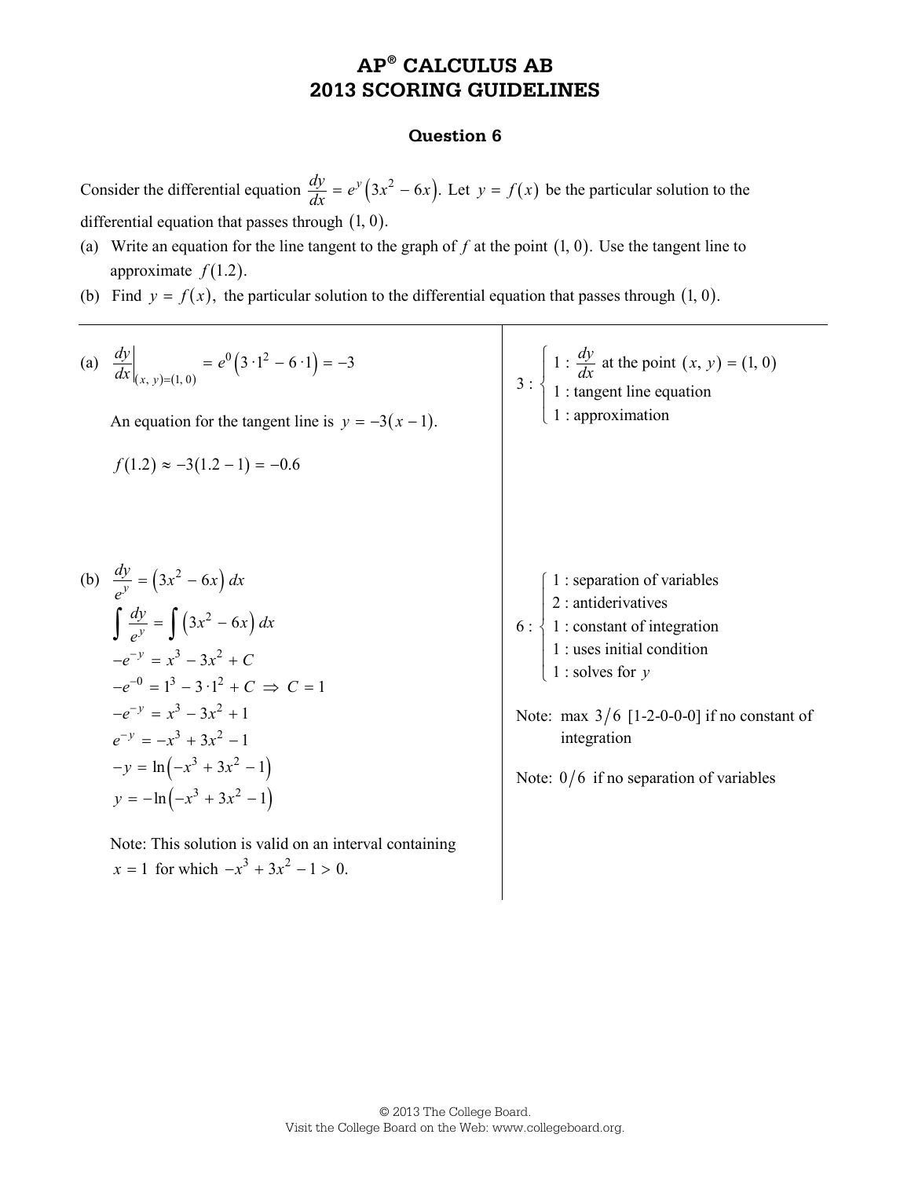# AP® CALCULUS AB
# 2013 SCORING GUIDELINES

## Question 6

Consider the differential equation $\frac{dy}{dx} = e^y\left(3x^2 - 6x\right)$. Let $y = f(x)$ be the particular solution to the differential equation that passes through $(1, 0)$.

(a) Write an equation for the line tangent to the graph of $f$ at the point $(1, 0)$. Use the tangent line to approximate $f(1.2)$.

(b) Find $y = f(x)$, the particular solution to the differential equation that passes through $(1, 0)$.

---

(a) $\left.\frac{dy}{dx}\right|_{(x,\,y)=(1,\,0)} = e^0\left(3 \cdot 1^2 - 6 \cdot 1\right) = -3$

An equation for the tangent line is $y = -3(x - 1)$.

$f(1.2) \approx -3(1.2 - 1) = -0.6$

$$3 : \begin{cases} 1 : \frac{dy}{dx} \text{ at the point } (x, y) = (1, 0) \\ 1 : \text{tangent line equation} \\ 1 : \text{approximation} \end{cases}$$

(b)

$$\frac{dy}{e^y} = \left(3x^2 - 6x\right) dx$$

$$\int \frac{dy}{e^y} = \int \left(3x^2 - 6x\right) dx$$

$$-e^{-y} = x^3 - 3x^2 + C$$

$$-e^{-0} = 1^3 - 3 \cdot 1^2 + C \Rightarrow C = 1$$

$$-e^{-y} = x^3 - 3x^2 + 1$$

$$e^{-y} = -x^3 + 3x^2 - 1$$

$$-y = \ln\left(-x^3 + 3x^2 - 1\right)$$

$$y = -\ln\left(-x^3 + 3x^2 - 1\right)$$

Note: This solution is valid on an interval containing $x = 1$ for which $-x^3 + 3x^2 - 1 > 0$.

$$6 : \begin{cases} 1 : \text{separation of variables} \\ 2 : \text{antiderivatives} \\ 1 : \text{constant of integration} \\ 1 : \text{uses initial condition} \\ 1 : \text{solves for } y \end{cases}$$

Note: max $3/6$ [1-2-0-0-0] if no constant of integration

Note: $0/6$ if no separation of variables

© 2013 The College Board.
Visit the College Board on the Web: www.collegeboard.org.